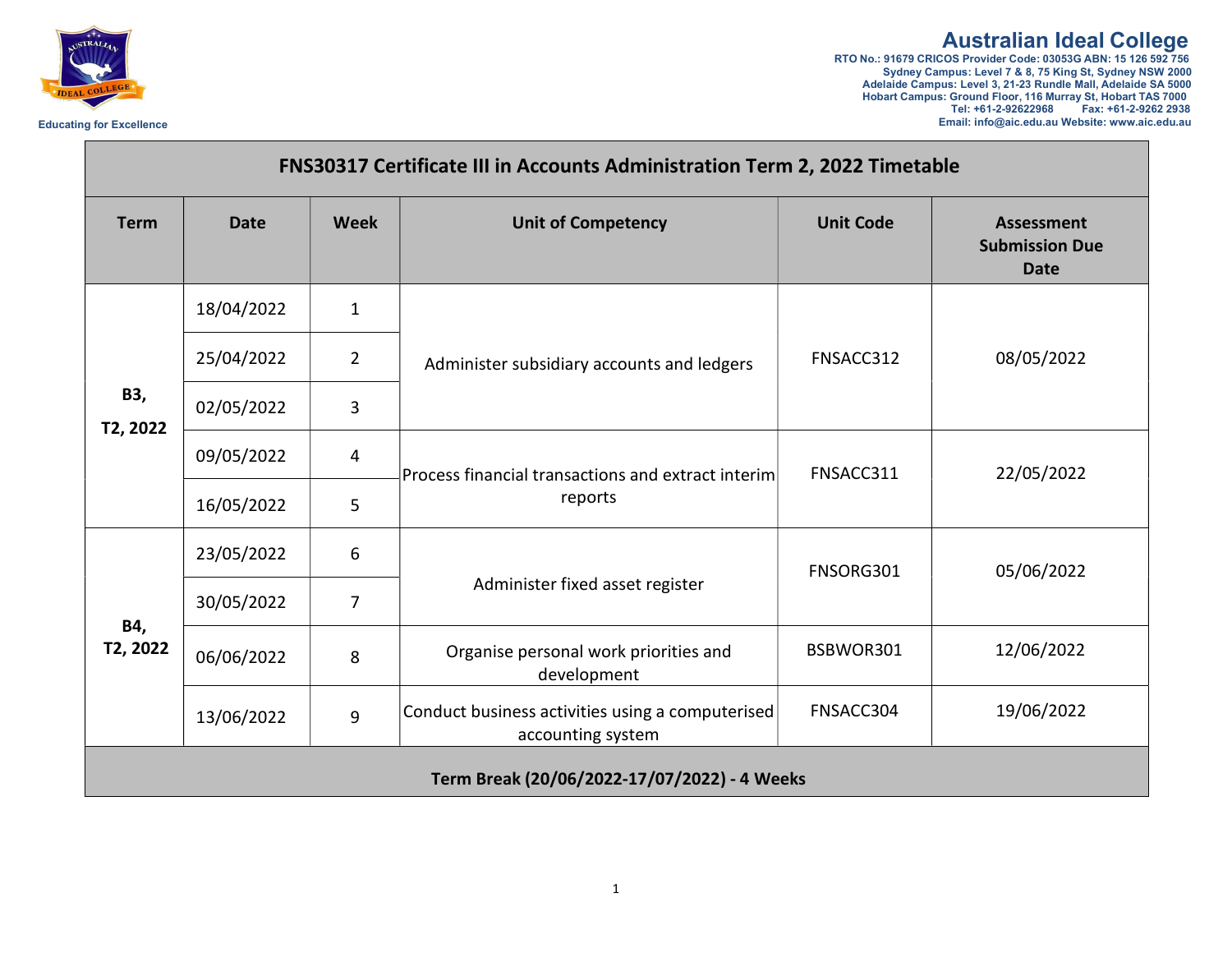**Australian Ideal College**
RTO No.: 91679 CRICOS Provider Code: 03053G ABN: 15 126 592 756
Sydney Campus: Level 7 & 8, 75 King St, Sydney NSW 2000
Adelaide Campus: Level 3, 21-23 Rundle Mall, Adelaide SA 5000
Hobart Campus: Ground Floor, 116 Murray St, Hobart TAS 7000
Tel: +61-2-92622968 Fax: +61-2-9262 2938
Email: info@aic.edu.au Website: www.aic.edu.au

Educating for Excellence

# FNS30317 Certificate III in Accounts Administration Term 2, 2022 Timetable

| Term | Date | Week | Unit of Competency | Unit Code | Assessment Submission Due Date |
|---|---|---|---|---|---|
| B3, T2, 2022 | 18/04/2022 | 1 | Administer subsidiary accounts and ledgers | FNSACC312 | 08/05/2022 |
| | 25/04/2022 | 2 | | | |
| | 02/05/2022 | 3 | | | |
| | 09/05/2022 | 4 | Process financial transactions and extract interim reports | FNSACC311 | 22/05/2022 |
| | 16/05/2022 | 5 | | | |
| B4, T2, 2022 | 23/05/2022 | 6 | Administer fixed asset register | FNSORG301 | 05/06/2022 |
| | 30/05/2022 | 7 | | | |
| | 06/06/2022 | 8 | Organise personal work priorities and development | BSBWOR301 | 12/06/2022 |
| | 13/06/2022 | 9 | Conduct business activities using a computerised accounting system | FNSACC304 | 19/06/2022 |
| **Term Break (20/06/2022-17/07/2022) - 4 Weeks** | | | | | |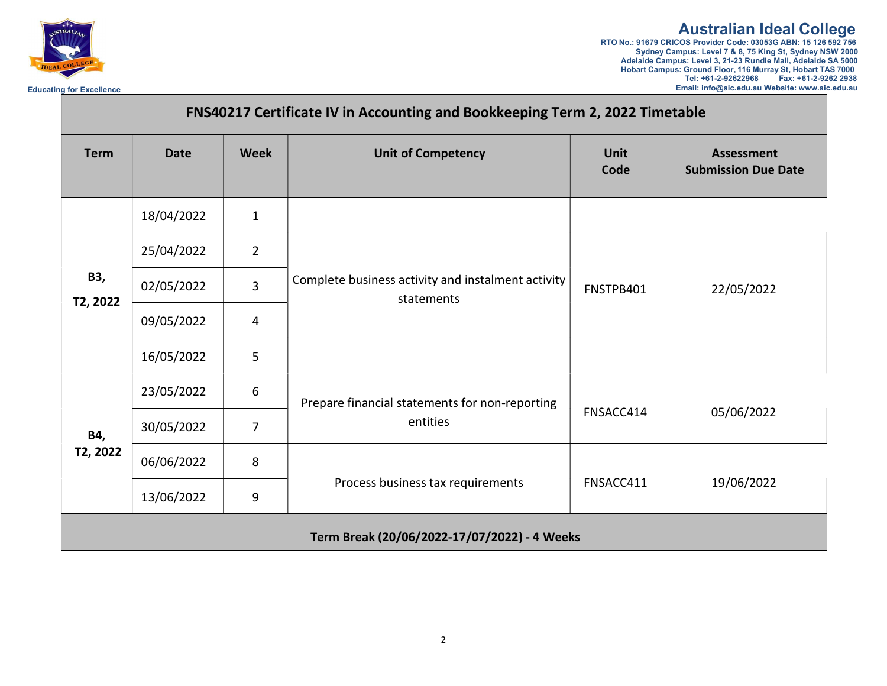**Australian Ideal College**
RTO No.: 91679 CRICOS Provider Code: 03053G ABN: 15 126 592 756
Sydney Campus: Level 7 & 8, 75 King St, Sydney NSW 2000
Adelaide Campus: Level 3, 21-23 Rundle Mall, Adelaide SA 5000
Hobart Campus: Ground Floor, 116 Murray St, Hobart TAS 7000
Tel: +61-2-92622968 Fax: +61-2-9262 2938
Email: info@aic.edu.au Website: www.aic.edu.au

Educating for Excellence

## FNS40217 Certificate IV in Accounting and Bookkeeping Term 2, 2022 Timetable

| Term | Date | Week | Unit of Competency | Unit Code | Assessment Submission Due Date |
|---|---|---|---|---|---|
| B3, T2, 2022 | 18/04/2022 | 1 | Complete business activity and instalment activity statements | FNSTPB401 | 22/05/2022 |
| | 25/04/2022 | 2 | | | |
| | 02/05/2022 | 3 | | | |
| | 09/05/2022 | 4 | | | |
| | 16/05/2022 | 5 | | | |
| B4, T2, 2022 | 23/05/2022 | 6 | Prepare financial statements for non-reporting entities | FNSACC414 | 05/06/2022 |
| | 30/05/2022 | 7 | | | |
| | 06/06/2022 | 8 | Process business tax requirements | FNSACC411 | 19/06/2022 |
| | 13/06/2022 | 9 | | | |
| **Term Break (20/06/2022-17/07/2022) - 4 Weeks** | | | | | |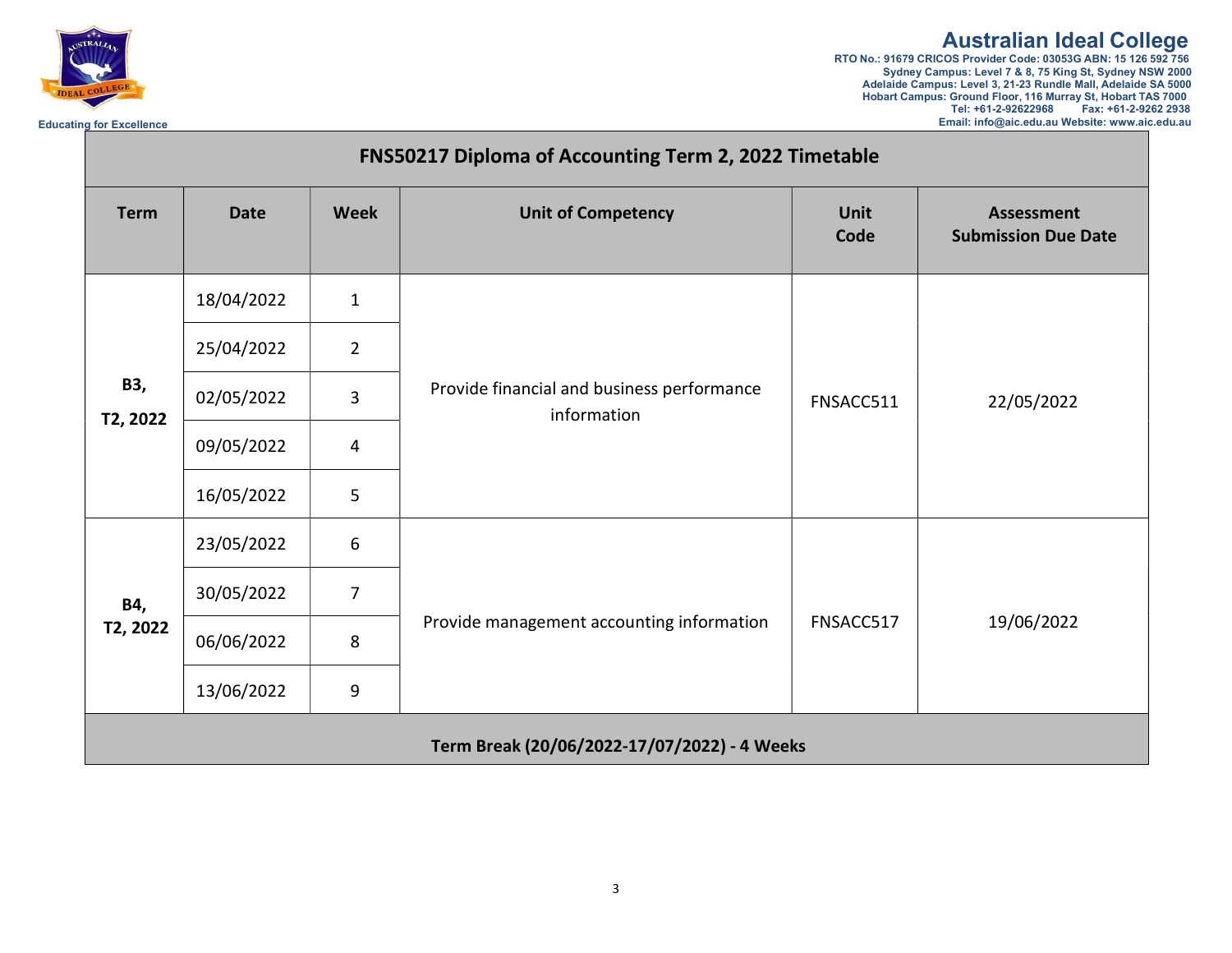**Australian Ideal College**
RTO No.: 91679 CRICOS Provider Code: 03053G ABN: 15 126 592 756
Sydney Campus: Level 7 & 8, 75 King St, Sydney NSW 2000
Adelaide Campus: Level 3, 21-23 Rundle Mall, Adelaide SA 5000
Hobart Campus: Ground Floor, 116 Murray St, Hobart TAS 7000
Tel: +61-2-92622968 Fax: +61-2-9262 2938
Email: info@aic.edu.au Website: www.aic.edu.au

Educating for Excellence

## FNS50217 Diploma of Accounting Term 2, 2022 Timetable

| Term | Date | Week | Unit of Competency | Unit Code | Assessment Submission Due Date |
|---|---|---|---|---|---|
| B3, T2, 2022 | 18/04/2022 | 1 | Provide financial and business performance information | FNSACC511 | 22/05/2022 |
| | 25/04/2022 | 2 | | | |
| | 02/05/2022 | 3 | | | |
| | 09/05/2022 | 4 | | | |
| | 16/05/2022 | 5 | | | |
| B4, T2, 2022 | 23/05/2022 | 6 | Provide management accounting information | FNSACC517 | 19/06/2022 |
| | 30/05/2022 | 7 | | | |
| | 06/06/2022 | 8 | | | |
| | 13/06/2022 | 9 | | | |
| **Term Break (20/06/2022-17/07/2022) - 4 Weeks** | | | | | |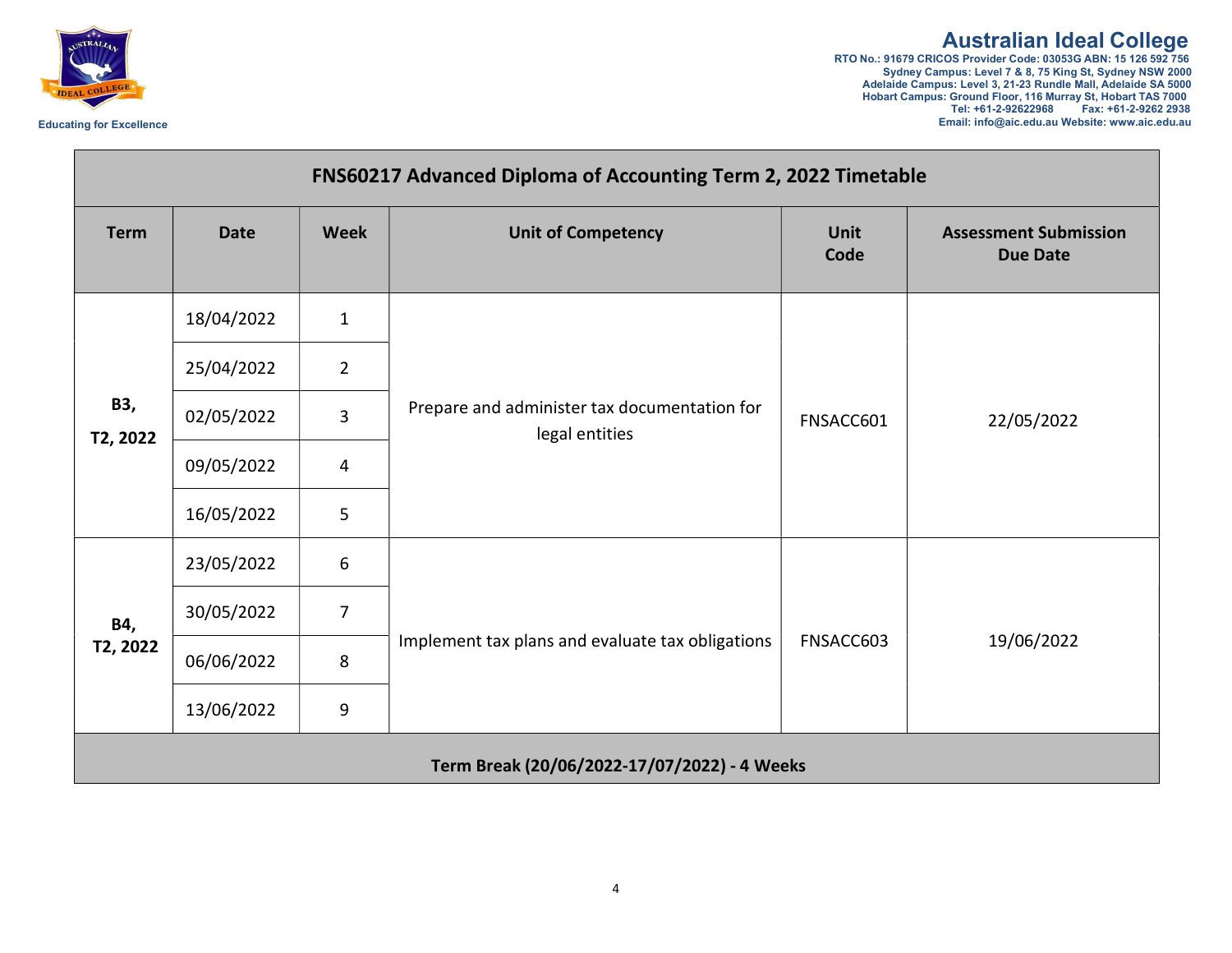Australian Ideal College

RTO No.: 91679 CRICOS Provider Code: 03053G ABN: 15 126 592 756
Sydney Campus: Level 7 & 8, 75 King St, Sydney NSW 2000
Adelaide Campus: Level 3, 21-23 Rundle Mall, Adelaide SA 5000
Hobart Campus: Ground Floor, 116 Murray St, Hobart TAS 7000
Tel: +61-2-92622968 Fax: +61-2-9262 2938
Email: info@aic.edu.au Website: www.aic.edu.au

Educating for Excellence

## FNS60217 Advanced Diploma of Accounting Term 2, 2022 Timetable

| Term | Date | Week | Unit of Competency | Unit Code | Assessment Submission Due Date |
|---|---|---|---|---|---|
| B3, T2, 2022 | 18/04/2022 | 1 | Prepare and administer tax documentation for legal entities | FNSACC601 | 22/05/2022 |
| | 25/04/2022 | 2 | | | |
| | 02/05/2022 | 3 | | | |
| | 09/05/2022 | 4 | | | |
| | 16/05/2022 | 5 | | | |
| B4, T2, 2022 | 23/05/2022 | 6 | Implement tax plans and evaluate tax obligations | FNSACC603 | 19/06/2022 |
| | 30/05/2022 | 7 | | | |
| | 06/06/2022 | 8 | | | |
| | 13/06/2022 | 9 | | | |
| **Term Break (20/06/2022-17/07/2022) - 4 Weeks** | | | | | |